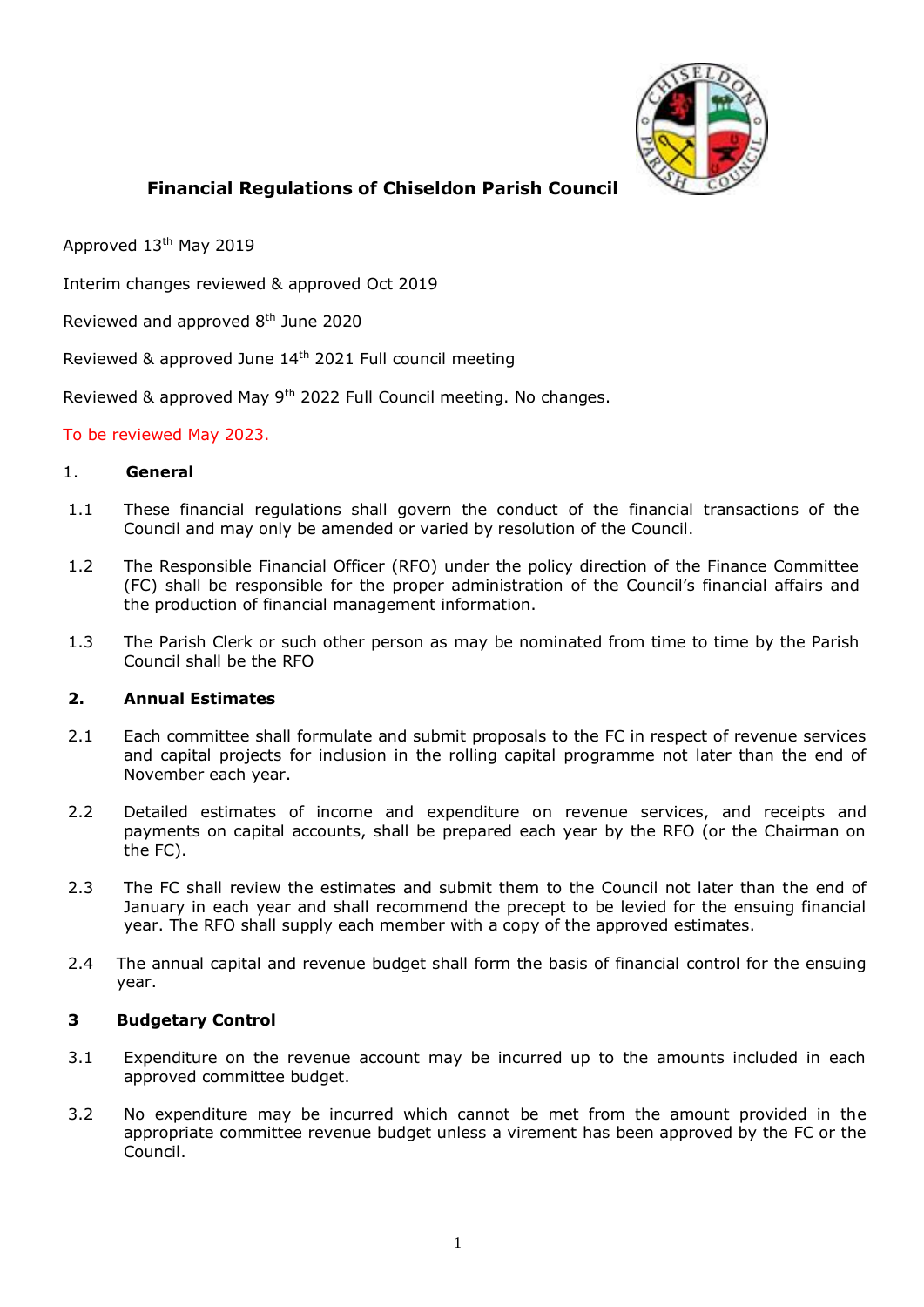# Financial Regulations of Chiseldon Parish Council

Approved 13th May 2019

Interim changes reviewed & approved Oct 2019

Reviewed and approved 8th June 2020

Reviewed & approved June 14th 2021 Full council meeting

Reviewed & approved May 9th 2022 Full Council meeting. No changes.

To be reviewed May 2023.

## 1. General

1.1 These financial regulations shall govern the conduct of the financial transactions of the Council and may only be amended or varied by resolution of the Council.

1.2 The Responsible Financial Officer (RFO) under the policy direction of the Finance Committee (FC) shall be responsible for the proper administration of the Council's financial affairs and the production of financial management information.

1.3 The Parish Clerk or such other person as may be nominated from time to time by the Parish Council shall be the RFO

## 2. Annual Estimates

2.1 Each committee shall formulate and submit proposals to the FC in respect of revenue services and capital projects for inclusion in the rolling capital programme not later than the end of November each year.

2.2 Detailed estimates of income and expenditure on revenue services, and receipts and payments on capital accounts, shall be prepared each year by the RFO (or the Chairman on the FC).

2.3 The FC shall review the estimates and submit them to the Council not later than the end of January in each year and shall recommend the precept to be levied for the ensuing financial year. The RFO shall supply each member with a copy of the approved estimates.

2.4 The annual capital and revenue budget shall form the basis of financial control for the ensuing year.

## 3 Budgetary Control

3.1 Expenditure on the revenue account may be incurred up to the amounts included in each approved committee budget.

3.2 No expenditure may be incurred which cannot be met from the amount provided in the appropriate committee revenue budget unless a virement has been approved by the FC or the Council.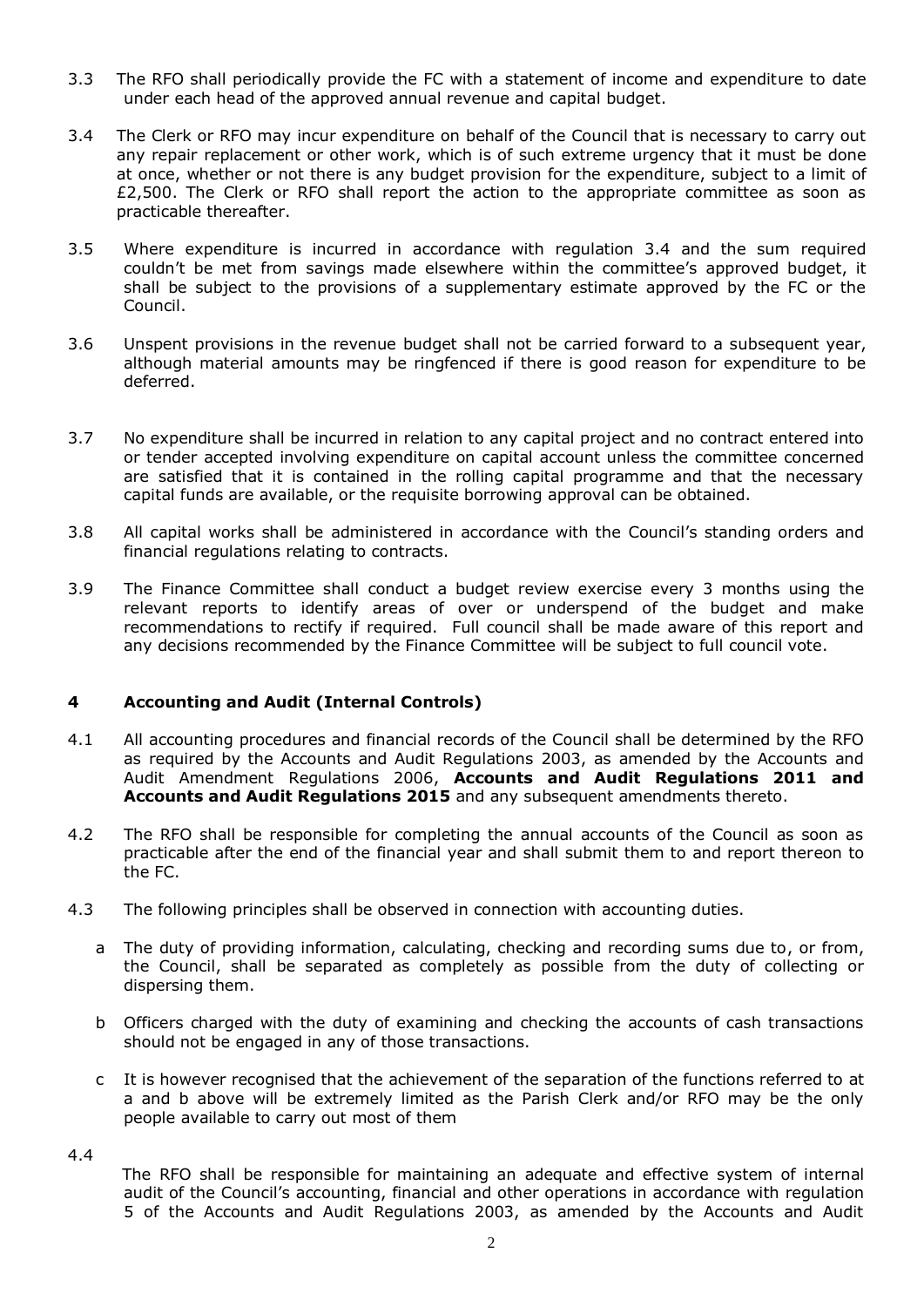3.3 The RFO shall periodically provide the FC with a statement of income and expenditure to date under each head of the approved annual revenue and capital budget.

3.4 The Clerk or RFO may incur expenditure on behalf of the Council that is necessary to carry out any repair replacement or other work, which is of such extreme urgency that it must be done at once, whether or not there is any budget provision for the expenditure, subject to a limit of £2,500. The Clerk or RFO shall report the action to the appropriate committee as soon as practicable thereafter.

3.5 Where expenditure is incurred in accordance with regulation 3.4 and the sum required couldn't be met from savings made elsewhere within the committee's approved budget, it shall be subject to the provisions of a supplementary estimate approved by the FC or the Council.

3.6 Unspent provisions in the revenue budget shall not be carried forward to a subsequent year, although material amounts may be ringfenced if there is good reason for expenditure to be deferred.

3.7 No expenditure shall be incurred in relation to any capital project and no contract entered into or tender accepted involving expenditure on capital account unless the committee concerned are satisfied that it is contained in the rolling capital programme and that the necessary capital funds are available, or the requisite borrowing approval can be obtained.

3.8 All capital works shall be administered in accordance with the Council's standing orders and financial regulations relating to contracts.

3.9 The Finance Committee shall conduct a budget review exercise every 3 months using the relevant reports to identify areas of over or underspend of the budget and make recommendations to rectify if required. Full council shall be made aware of this report and any decisions recommended by the Finance Committee will be subject to full council vote.

## 4 Accounting and Audit (Internal Controls)

4.1 All accounting procedures and financial records of the Council shall be determined by the RFO as required by the Accounts and Audit Regulations 2003, as amended by the Accounts and Audit Amendment Regulations 2006, **Accounts and Audit Regulations 2011 and Accounts and Audit Regulations 2015** and any subsequent amendments thereto.

4.2 The RFO shall be responsible for completing the annual accounts of the Council as soon as practicable after the end of the financial year and shall submit them to and report thereon to the FC.

4.3 The following principles shall be observed in connection with accounting duties.

a The duty of providing information, calculating, checking and recording sums due to, or from, the Council, shall be separated as completely as possible from the duty of collecting or dispersing them.

b Officers charged with the duty of examining and checking the accounts of cash transactions should not be engaged in any of those transactions.

c It is however recognised that the achievement of the separation of the functions referred to at a and b above will be extremely limited as the Parish Clerk and/or RFO may be the only people available to carry out most of them

4.4

The RFO shall be responsible for maintaining an adequate and effective system of internal audit of the Council's accounting, financial and other operations in accordance with regulation 5 of the Accounts and Audit Regulations 2003, as amended by the Accounts and Audit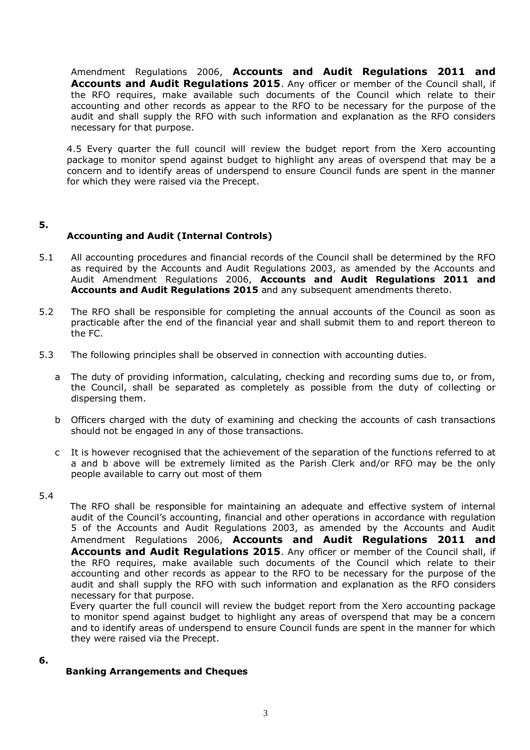Amendment Regulations 2006, **Accounts and Audit Regulations 2011 and Accounts and Audit Regulations 2015**. Any officer or member of the Council shall, if the RFO requires, make available such documents of the Council which relate to their accounting and other records as appear to the RFO to be necessary for the purpose of the audit and shall supply the RFO with such information and explanation as the RFO considers necessary for that purpose.

4.5 Every quarter the full council will review the budget report from the Xero accounting package to monitor spend against budget to highlight any areas of overspend that may be a concern and to identify areas of underspend to ensure Council funds are spent in the manner for which they were raised via the Precept.

## 5. Accounting and Audit (Internal Controls)

5.1 All accounting procedures and financial records of the Council shall be determined by the RFO as required by the Accounts and Audit Regulations 2003, as amended by the Accounts and Audit Amendment Regulations 2006, **Accounts and Audit Regulations 2011 and Accounts and Audit Regulations 2015** and any subsequent amendments thereto.

5.2 The RFO shall be responsible for completing the annual accounts of the Council as soon as practicable after the end of the financial year and shall submit them to and report thereon to the FC.

5.3 The following principles shall be observed in connection with accounting duties.

a The duty of providing information, calculating, checking and recording sums due to, or from, the Council, shall be separated as completely as possible from the duty of collecting or dispersing them.

b Officers charged with the duty of examining and checking the accounts of cash transactions should not be engaged in any of those transactions.

c It is however recognised that the achievement of the separation of the functions referred to at a and b above will be extremely limited as the Parish Clerk and/or RFO may be the only people available to carry out most of them

5.4 The RFO shall be responsible for maintaining an adequate and effective system of internal audit of the Council's accounting, financial and other operations in accordance with regulation 5 of the Accounts and Audit Regulations 2003, as amended by the Accounts and Audit Amendment Regulations 2006, **Accounts and Audit Regulations 2011 and Accounts and Audit Regulations 2015**. Any officer or member of the Council shall, if the RFO requires, make available such documents of the Council which relate to their accounting and other records as appear to the RFO to be necessary for the purpose of the audit and shall supply the RFO with such information and explanation as the RFO considers necessary for that purpose.
Every quarter the full council will review the budget report from the Xero accounting package to monitor spend against budget to highlight any areas of overspend that may be a concern and to identify areas of underspend to ensure Council funds are spent in the manner for which they were raised via the Precept.

## 6. Banking Arrangements and Cheques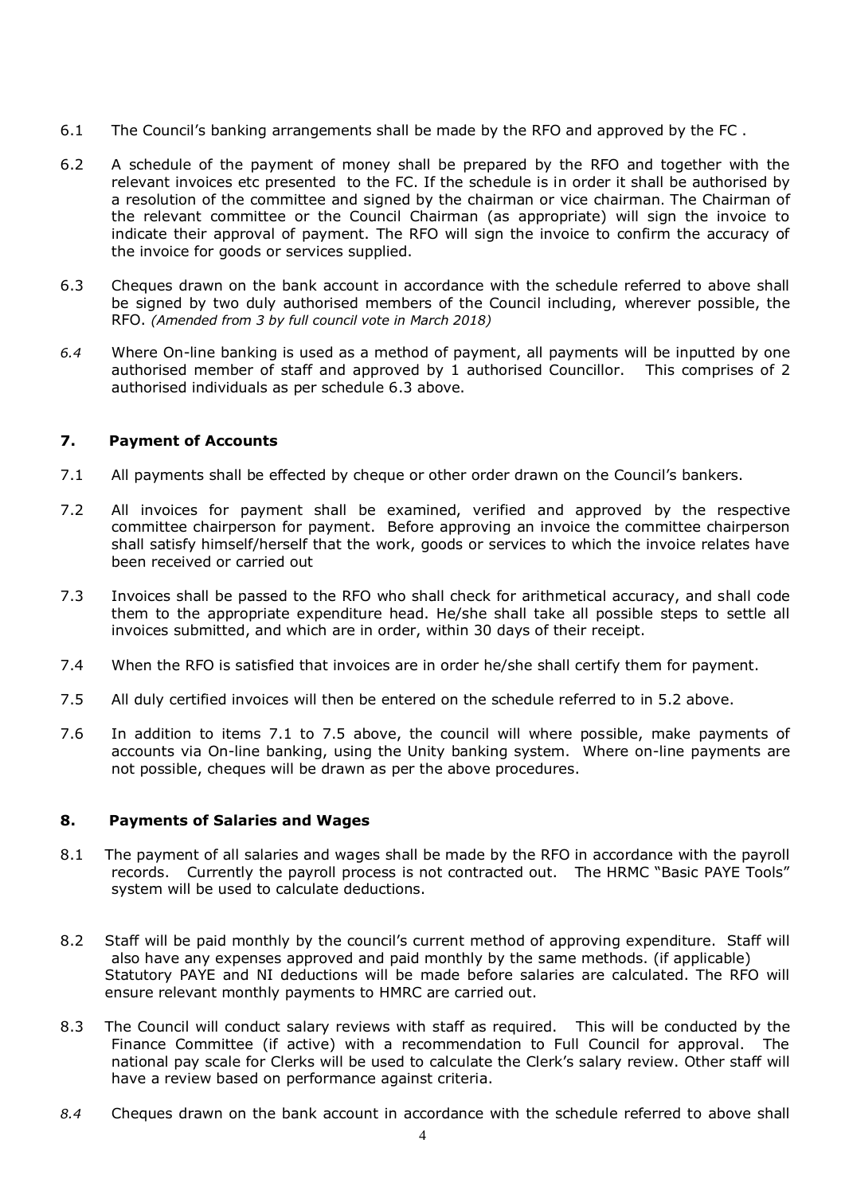6.1 The Council's banking arrangements shall be made by the RFO and approved by the FC .

6.2 A schedule of the payment of money shall be prepared by the RFO and together with the relevant invoices etc presented to the FC. If the schedule is in order it shall be authorised by a resolution of the committee and signed by the chairman or vice chairman. The Chairman of the relevant committee or the Council Chairman (as appropriate) will sign the invoice to indicate their approval of payment. The RFO will sign the invoice to confirm the accuracy of the invoice for goods or services supplied.

6.3 Cheques drawn on the bank account in accordance with the schedule referred to above shall be signed by two duly authorised members of the Council including, wherever possible, the RFO. *(Amended from 3 by full council vote in March 2018)*

*6.4* Where On-line banking is used as a method of payment, all payments will be inputted by one authorised member of staff and approved by 1 authorised Councillor. This comprises of 2 authorised individuals as per schedule 6.3 above.

## 7. Payment of Accounts

7.1 All payments shall be effected by cheque or other order drawn on the Council's bankers.

7.2 All invoices for payment shall be examined, verified and approved by the respective committee chairperson for payment. Before approving an invoice the committee chairperson shall satisfy himself/herself that the work, goods or services to which the invoice relates have been received or carried out

7.3 Invoices shall be passed to the RFO who shall check for arithmetical accuracy, and shall code them to the appropriate expenditure head. He/she shall take all possible steps to settle all invoices submitted, and which are in order, within 30 days of their receipt.

7.4 When the RFO is satisfied that invoices are in order he/she shall certify them for payment.

7.5 All duly certified invoices will then be entered on the schedule referred to in 5.2 above.

7.6 In addition to items 7.1 to 7.5 above, the council will where possible, make payments of accounts via On-line banking, using the Unity banking system. Where on-line payments are not possible, cheques will be drawn as per the above procedures.

## 8. Payments of Salaries and Wages

8.1 The payment of all salaries and wages shall be made by the RFO in accordance with the payroll records. Currently the payroll process is not contracted out. The HRMC "Basic PAYE Tools" system will be used to calculate deductions.

8.2 Staff will be paid monthly by the council's current method of approving expenditure. Staff will also have any expenses approved and paid monthly by the same methods. (if applicable) Statutory PAYE and NI deductions will be made before salaries are calculated. The RFO will ensure relevant monthly payments to HMRC are carried out.

8.3 The Council will conduct salary reviews with staff as required. This will be conducted by the Finance Committee (if active) with a recommendation to Full Council for approval. The national pay scale for Clerks will be used to calculate the Clerk's salary review. Other staff will have a review based on performance against criteria.

*8.4* Cheques drawn on the bank account in accordance with the schedule referred to above shall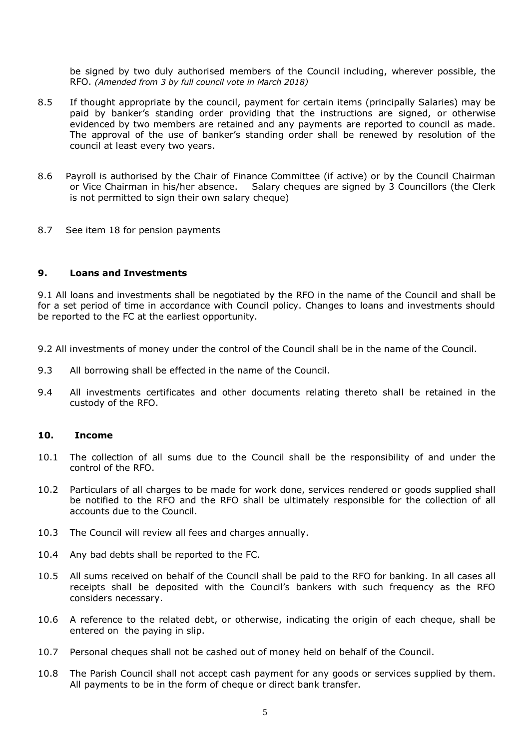be signed by two duly authorised members of the Council including, wherever possible, the RFO. *(Amended from 3 by full council vote in March 2018)*

8.5 If thought appropriate by the council, payment for certain items (principally Salaries) may be paid by banker's standing order providing that the instructions are signed, or otherwise evidenced by two members are retained and any payments are reported to council as made. The approval of the use of banker's standing order shall be renewed by resolution of the council at least every two years.

8.6 Payroll is authorised by the Chair of Finance Committee (if active) or by the Council Chairman or Vice Chairman in his/her absence. Salary cheques are signed by 3 Councillors (the Clerk is not permitted to sign their own salary cheque)

8.7 See item 18 for pension payments

## 9. Loans and Investments

9.1 All loans and investments shall be negotiated by the RFO in the name of the Council and shall be for a set period of time in accordance with Council policy. Changes to loans and investments should be reported to the FC at the earliest opportunity.

9.2 All investments of money under the control of the Council shall be in the name of the Council.

9.3 All borrowing shall be effected in the name of the Council.

9.4 All investments certificates and other documents relating thereto shall be retained in the custody of the RFO.

## 10. Income

10.1 The collection of all sums due to the Council shall be the responsibility of and under the control of the RFO.

10.2 Particulars of all charges to be made for work done, services rendered or goods supplied shall be notified to the RFO and the RFO shall be ultimately responsible for the collection of all accounts due to the Council.

10.3 The Council will review all fees and charges annually.

10.4 Any bad debts shall be reported to the FC.

10.5 All sums received on behalf of the Council shall be paid to the RFO for banking. In all cases all receipts shall be deposited with the Council's bankers with such frequency as the RFO considers necessary.

10.6 A reference to the related debt, or otherwise, indicating the origin of each cheque, shall be entered on the paying in slip.

10.7 Personal cheques shall not be cashed out of money held on behalf of the Council.

10.8 The Parish Council shall not accept cash payment for any goods or services supplied by them. All payments to be in the form of cheque or direct bank transfer.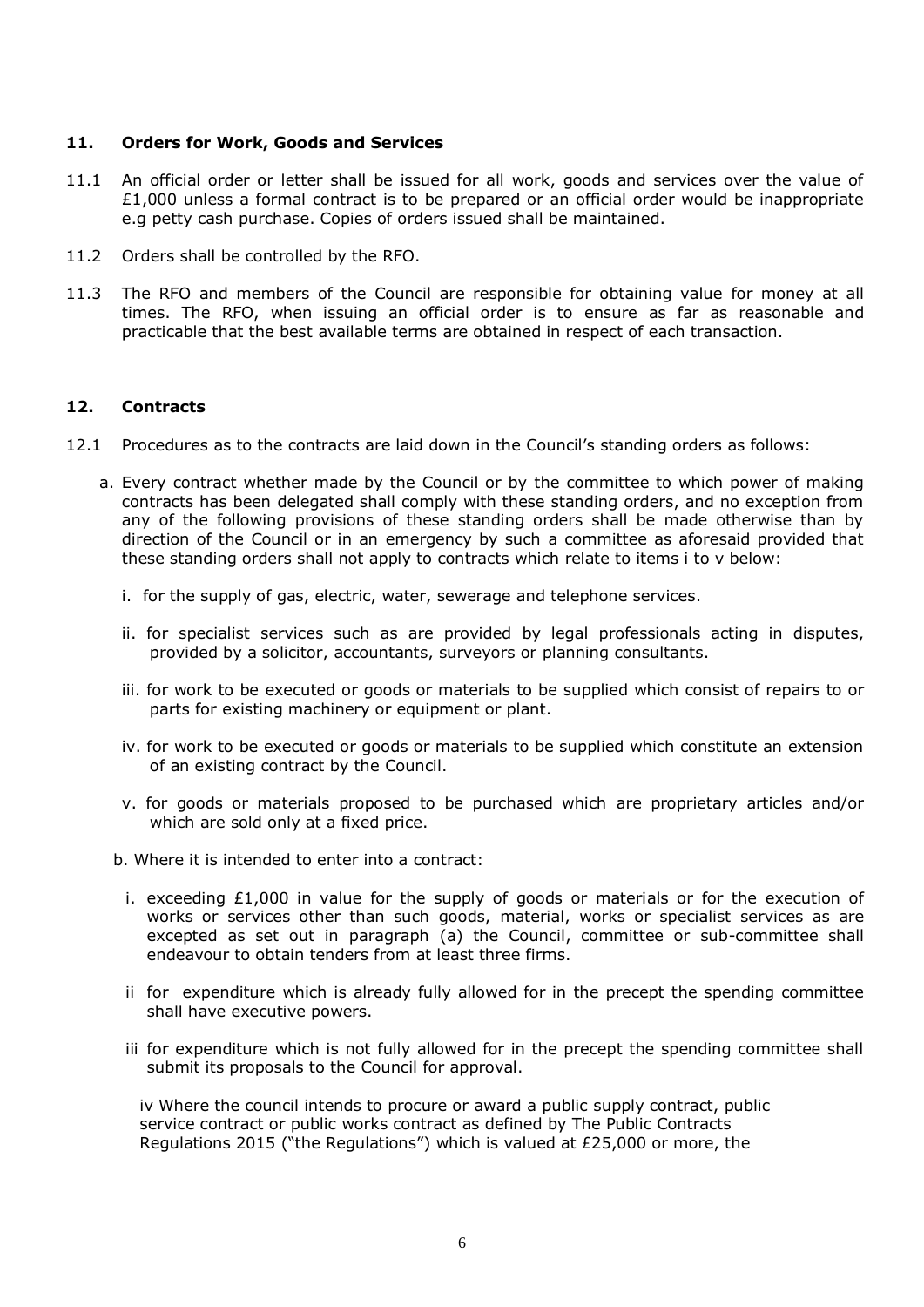## 11. Orders for Work, Goods and Services

11.1 An official order or letter shall be issued for all work, goods and services over the value of £1,000 unless a formal contract is to be prepared or an official order would be inappropriate e.g petty cash purchase. Copies of orders issued shall be maintained.

11.2 Orders shall be controlled by the RFO.

11.3 The RFO and members of the Council are responsible for obtaining value for money at all times. The RFO, when issuing an official order is to ensure as far as reasonable and practicable that the best available terms are obtained in respect of each transaction.

## 12. Contracts

12.1 Procedures as to the contracts are laid down in the Council's standing orders as follows:

a. Every contract whether made by the Council or by the committee to which power of making contracts has been delegated shall comply with these standing orders, and no exception from any of the following provisions of these standing orders shall be made otherwise than by direction of the Council or in an emergency by such a committee as aforesaid provided that these standing orders shall not apply to contracts which relate to items i to v below:

   i. for the supply of gas, electric, water, sewerage and telephone services.

   ii. for specialist services such as are provided by legal professionals acting in disputes, provided by a solicitor, accountants, surveyors or planning consultants.

   iii. for work to be executed or goods or materials to be supplied which consist of repairs to or parts for existing machinery or equipment or plant.

   iv. for work to be executed or goods or materials to be supplied which constitute an extension of an existing contract by the Council.

   v. for goods or materials proposed to be purchased which are proprietary articles and/or which are sold only at a fixed price.

b. Where it is intended to enter into a contract:

   i. exceeding £1,000 in value for the supply of goods or materials or for the execution of works or services other than such goods, material, works or specialist services as are excepted as set out in paragraph (a) the Council, committee or sub-committee shall endeavour to obtain tenders from at least three firms.

   ii for expenditure which is already fully allowed for in the precept the spending committee shall have executive powers.

   iii for expenditure which is not fully allowed for in the precept the spending committee shall submit its proposals to the Council for approval.

   iv Where the council intends to procure or award a public supply contract, public service contract or public works contract as defined by The Public Contracts Regulations 2015 ("the Regulations") which is valued at £25,000 or more, the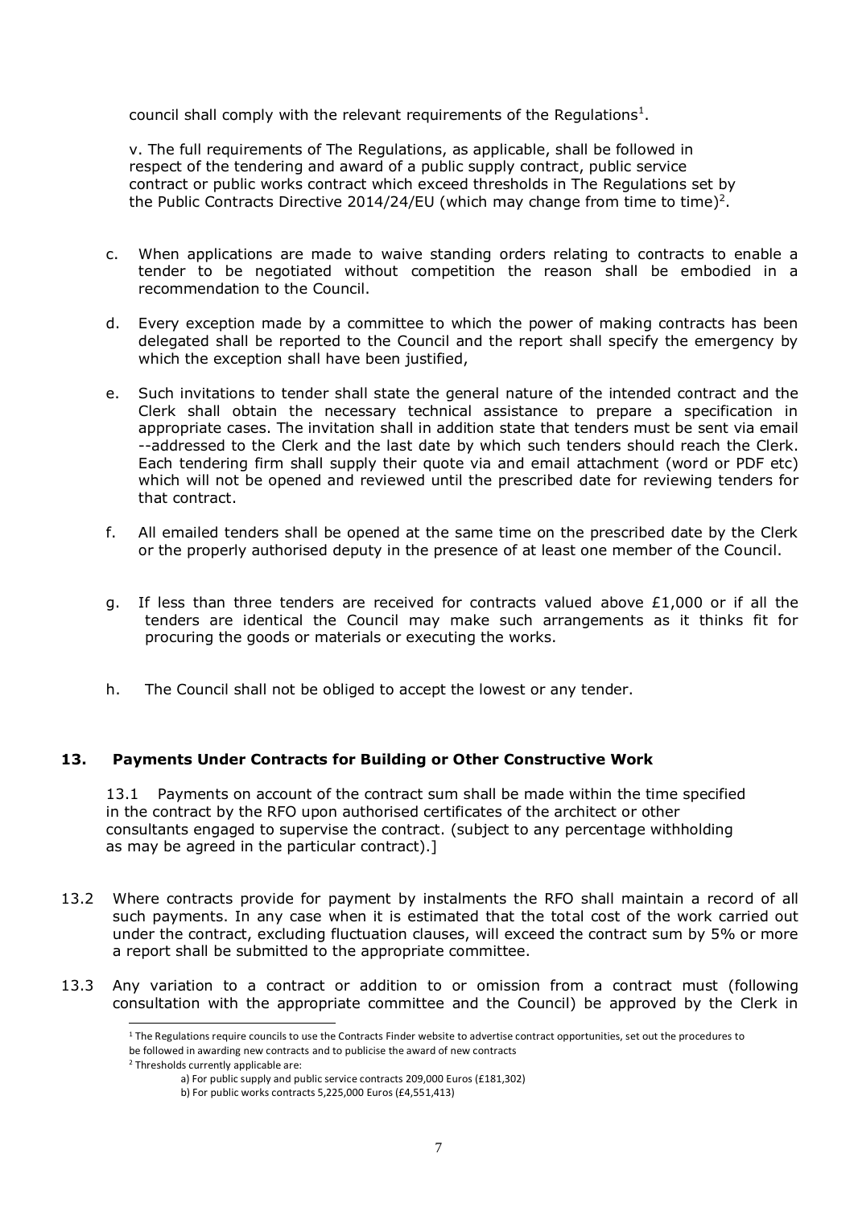council shall comply with the relevant requirements of the Regulations[1].

v. The full requirements of The Regulations, as applicable, shall be followed in respect of the tendering and award of a public supply contract, public service contract or public works contract which exceed thresholds in The Regulations set by the Public Contracts Directive 2014/24/EU (which may change from time to time)[2].

c. When applications are made to waive standing orders relating to contracts to enable a tender to be negotiated without competition the reason shall be embodied in a recommendation to the Council.

d. Every exception made by a committee to which the power of making contracts has been delegated shall be reported to the Council and the report shall specify the emergency by which the exception shall have been justified,

e. Such invitations to tender shall state the general nature of the intended contract and the Clerk shall obtain the necessary technical assistance to prepare a specification in appropriate cases. The invitation shall in addition state that tenders must be sent via email --addressed to the Clerk and the last date by which such tenders should reach the Clerk. Each tendering firm shall supply their quote via and email attachment (word or PDF etc) which will not be opened and reviewed until the prescribed date for reviewing tenders for that contract.

f. All emailed tenders shall be opened at the same time on the prescribed date by the Clerk or the properly authorised deputy in the presence of at least one member of the Council.

g. If less than three tenders are received for contracts valued above £1,000 or if all the tenders are identical the Council may make such arrangements as it thinks fit for procuring the goods or materials or executing the works.

h. The Council shall not be obliged to accept the lowest or any tender.

## 13. Payments Under Contracts for Building or Other Constructive Work

13.1 Payments on account of the contract sum shall be made within the time specified in the contract by the RFO upon authorised certificates of the architect or other consultants engaged to supervise the contract. (subject to any percentage withholding as may be agreed in the particular contract).]

13.2 Where contracts provide for payment by instalments the RFO shall maintain a record of all such payments. In any case when it is estimated that the total cost of the work carried out under the contract, excluding fluctuation clauses, will exceed the contract sum by 5% or more a report shall be submitted to the appropriate committee.

13.3 Any variation to a contract or addition to or omission from a contract must (following consultation with the appropriate committee and the Council) be approved by the Clerk in

---

[1] The Regulations require councils to use the Contracts Finder website to advertise contract opportunities, set out the procedures to be followed in awarding new contracts and to publicise the award of new contracts

[2] Thresholds currently applicable are:

a) For public supply and public service contracts 209,000 Euros (£181,302)

b) For public works contracts 5,225,000 Euros (£4,551,413)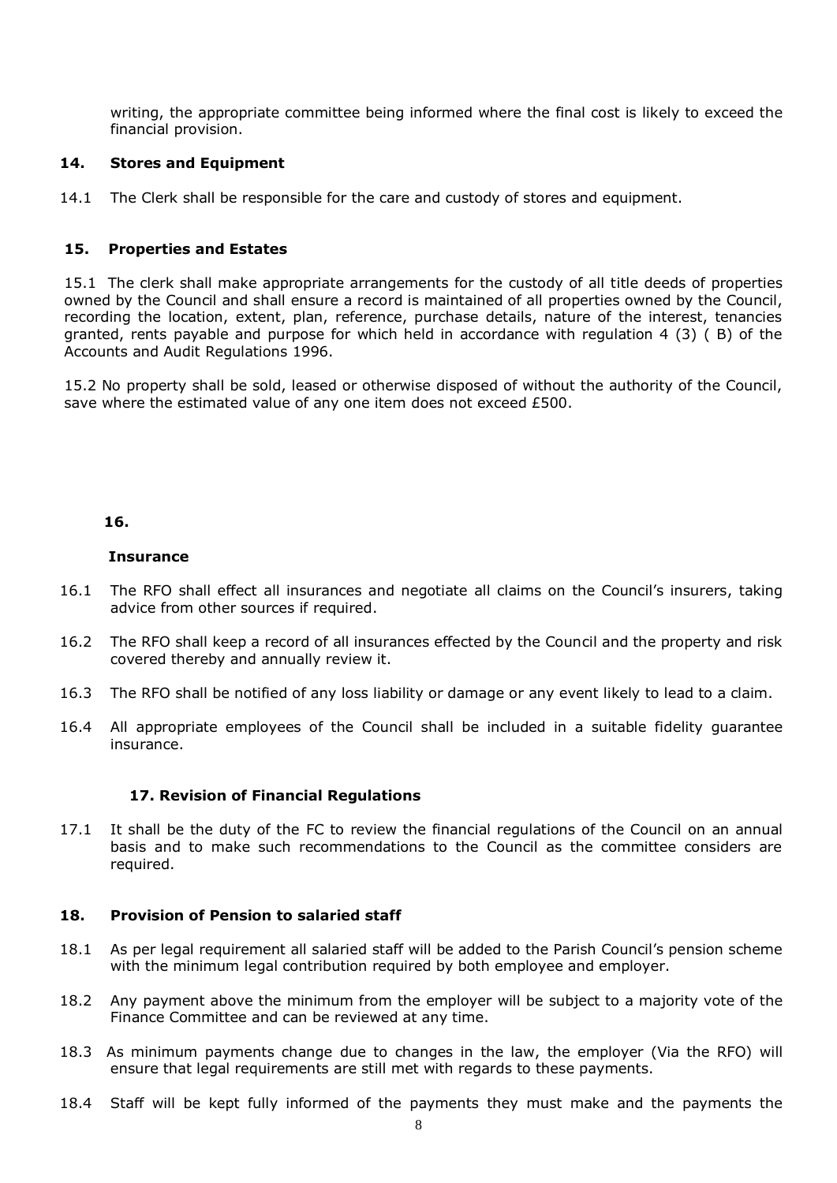writing, the appropriate committee being informed where the final cost is likely to exceed the financial provision.

## 14. Stores and Equipment

14.1 The Clerk shall be responsible for the care and custody of stores and equipment.

## 15. Properties and Estates

15.1 The clerk shall make appropriate arrangements for the custody of all title deeds of properties owned by the Council and shall ensure a record is maintained of all properties owned by the Council, recording the location, extent, plan, reference, purchase details, nature of the interest, tenancies granted, rents payable and purpose for which held in accordance with regulation 4 (3) ( B) of the Accounts and Audit Regulations 1996.

15.2 No property shall be sold, leased or otherwise disposed of without the authority of the Council, save where the estimated value of any one item does not exceed £500.

## 16.

## Insurance

16.1 The RFO shall effect all insurances and negotiate all claims on the Council's insurers, taking advice from other sources if required.

16.2 The RFO shall keep a record of all insurances effected by the Council and the property and risk covered thereby and annually review it.

16.3 The RFO shall be notified of any loss liability or damage or any event likely to lead to a claim.

16.4 All appropriate employees of the Council shall be included in a suitable fidelity guarantee insurance.

## 17. Revision of Financial Regulations

17.1 It shall be the duty of the FC to review the financial regulations of the Council on an annual basis and to make such recommendations to the Council as the committee considers are required.

## 18. Provision of Pension to salaried staff

18.1 As per legal requirement all salaried staff will be added to the Parish Council's pension scheme with the minimum legal contribution required by both employee and employer.

18.2 Any payment above the minimum from the employer will be subject to a majority vote of the Finance Committee and can be reviewed at any time.

18.3 As minimum payments change due to changes in the law, the employer (Via the RFO) will ensure that legal requirements are still met with regards to these payments.

18.4 Staff will be kept fully informed of the payments they must make and the payments the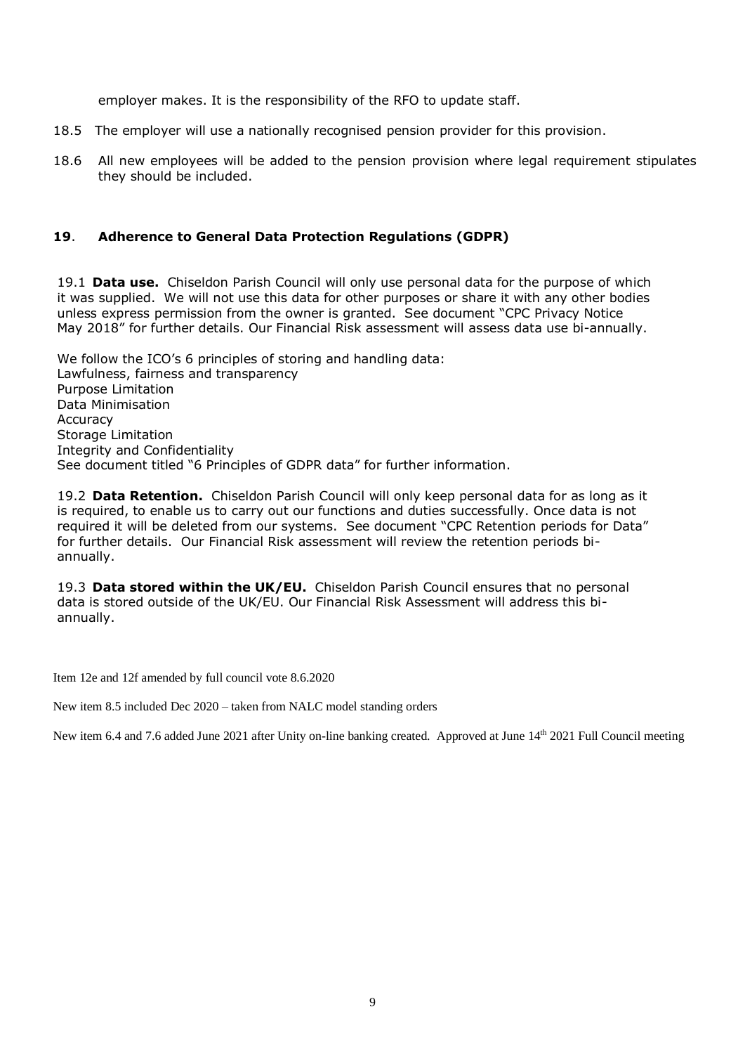employer makes. It is the responsibility of the RFO to update staff.

18.5 The employer will use a nationally recognised pension provider for this provision.

18.6 All new employees will be added to the pension provision where legal requirement stipulates they should be included.

## 19. Adherence to General Data Protection Regulations (GDPR)

19.1 **Data use.** Chiseldon Parish Council will only use personal data for the purpose of which it was supplied. We will not use this data for other purposes or share it with any other bodies unless express permission from the owner is granted. See document "CPC Privacy Notice May 2018" for further details. Our Financial Risk assessment will assess data use bi-annually.

We follow the ICO's 6 principles of storing and handling data:
Lawfulness, fairness and transparency
Purpose Limitation
Data Minimisation
Accuracy
Storage Limitation
Integrity and Confidentiality
See document titled "6 Principles of GDPR data" for further information.

19.2 **Data Retention.** Chiseldon Parish Council will only keep personal data for as long as it is required, to enable us to carry out our functions and duties successfully. Once data is not required it will be deleted from our systems. See document "CPC Retention periods for Data" for further details. Our Financial Risk assessment will review the retention periods bi-annually.

19.3 **Data stored within the UK/EU.** Chiseldon Parish Council ensures that no personal data is stored outside of the UK/EU. Our Financial Risk Assessment will address this bi-annually.

Item 12e and 12f amended by full council vote 8.6.2020

New item 8.5 included Dec 2020 – taken from NALC model standing orders

New item 6.4 and 7.6 added June 2021 after Unity on-line banking created. Approved at June 14th 2021 Full Council meeting